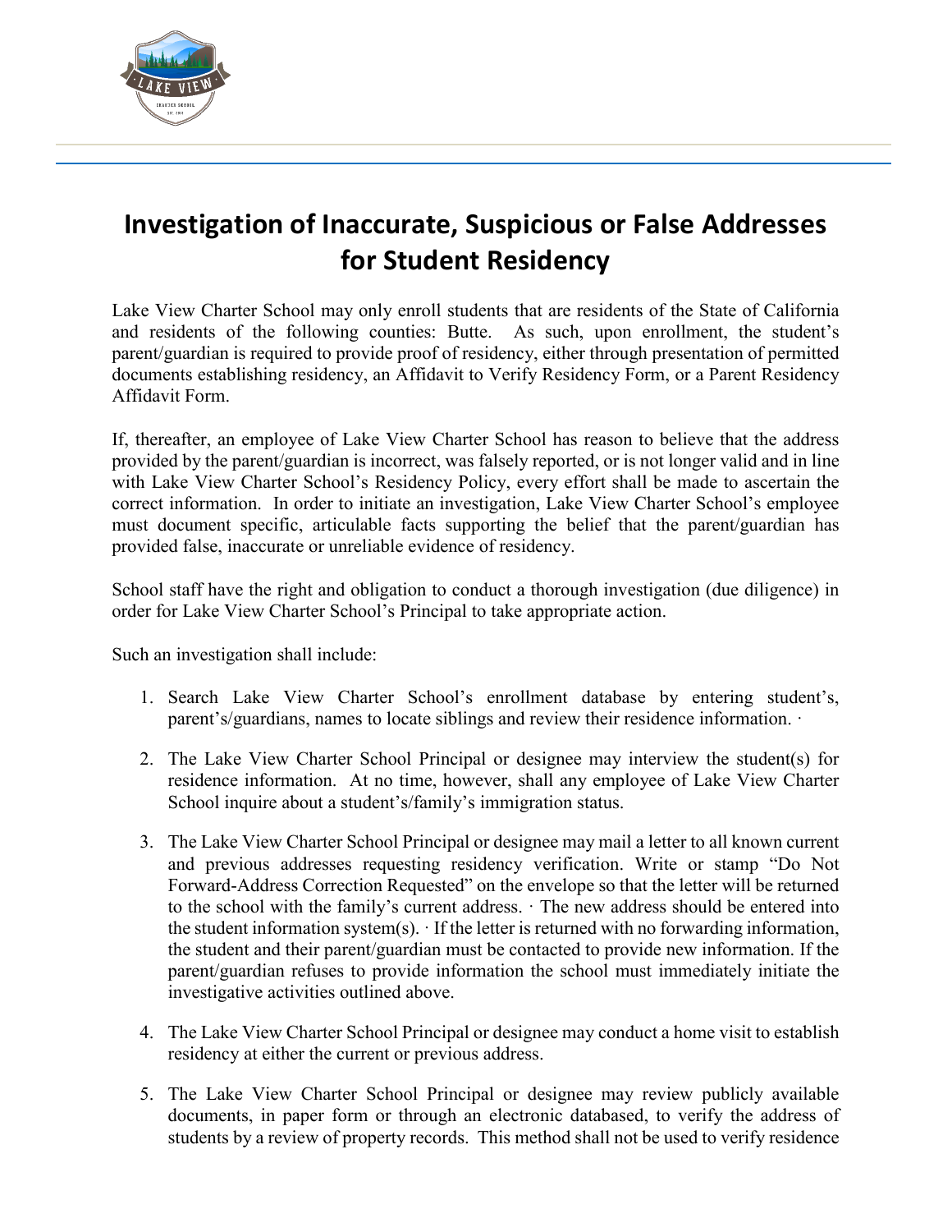# Investigation of Inaccurate, Suspicious or False Addresses for Student Residency

Lake View Charter School may only enroll students that are residents of the State of California and residents of the following counties: Butte. As such, upon enrollment, the student's parent/guardian is required to provide proof of residency, either through presentation of permitted documents establishing residency, an Affidavit to Verify Residency Form, or a Parent Residency Affidavit Form.

If, thereafter, an employee of Lake View Charter School has reason to believe that the address provided by the parent/guardian is incorrect, was falsely reported, or is not longer valid and in line with Lake View Charter School's Residency Policy, every effort shall be made to ascertain the correct information. In order to initiate an investigation, Lake View Charter School's employee must document specific, articulable facts supporting the belief that the parent/guardian has provided false, inaccurate or unreliable evidence of residency.

School staff have the right and obligation to conduct a thorough investigation (due diligence) in order for Lake View Charter School's Principal to take appropriate action.

Such an investigation shall include:

1. Search Lake View Charter School's enrollment database by entering student's, parent's/guardians, names to locate siblings and review their residence information. ·

2. The Lake View Charter School Principal or designee may interview the student(s) for residence information. At no time, however, shall any employee of Lake View Charter School inquire about a student's/family's immigration status.

3. The Lake View Charter School Principal or designee may mail a letter to all known current and previous addresses requesting residency verification. Write or stamp "Do Not Forward-Address Correction Requested" on the envelope so that the letter will be returned to the school with the family's current address. · The new address should be entered into the student information system(s). · If the letter is returned with no forwarding information, the student and their parent/guardian must be contacted to provide new information. If the parent/guardian refuses to provide information the school must immediately initiate the investigative activities outlined above.

4. The Lake View Charter School Principal or designee may conduct a home visit to establish residency at either the current or previous address.

5. The Lake View Charter School Principal or designee may review publicly available documents, in paper form or through an electronic databased, to verify the address of students by a review of property records. This method shall not be used to verify residence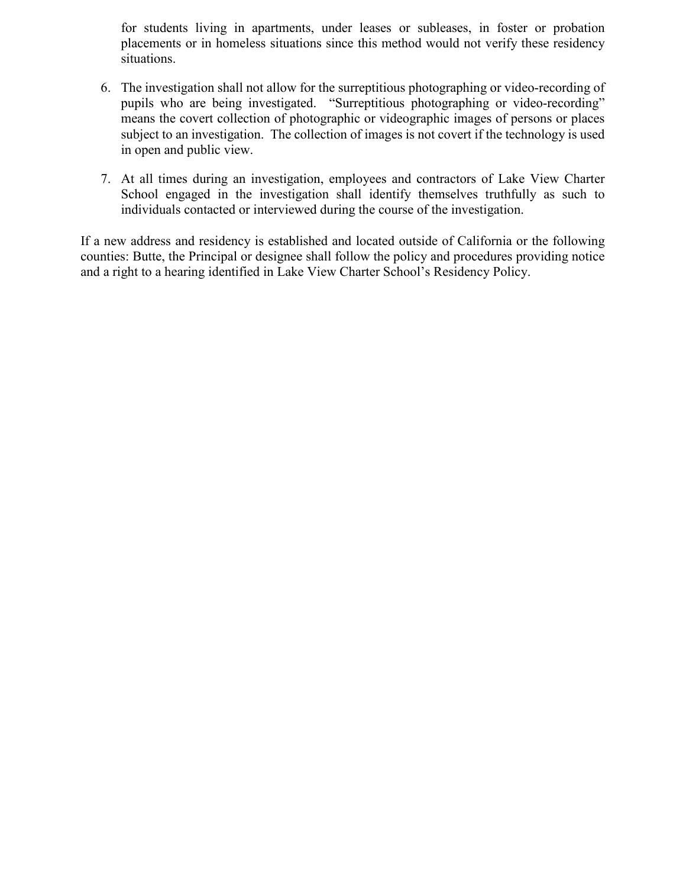for students living in apartments, under leases or subleases, in foster or probation placements or in homeless situations since this method would not verify these residency situations.

6. The investigation shall not allow for the surreptitious photographing or video-recording of pupils who are being investigated. "Surreptitious photographing or video-recording" means the covert collection of photographic or videographic images of persons or places subject to an investigation. The collection of images is not covert if the technology is used in open and public view.

7. At all times during an investigation, employees and contractors of Lake View Charter School engaged in the investigation shall identify themselves truthfully as such to individuals contacted or interviewed during the course of the investigation.

If a new address and residency is established and located outside of California or the following counties: Butte, the Principal or designee shall follow the policy and procedures providing notice and a right to a hearing identified in Lake View Charter School's Residency Policy.